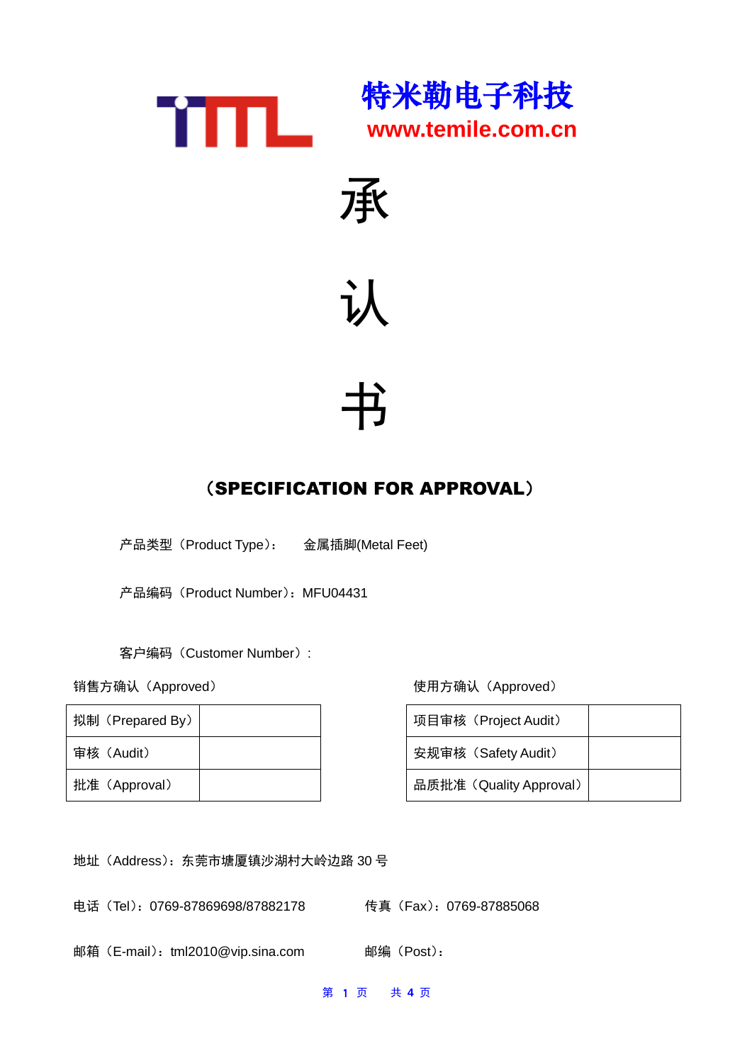**特米勒电子科技**

**www.temile.com.cn**

# 承

# 认

# 书

## （SPECIFICATION FOR APPROVAL）

产品类型（Product Type）： 金属插脚(Metal Feet)

产品编码（Product Number）：MFU04431

客户编码（Customer Number）:

销售方确认（Approved）

| 拟制（Prepared By） | |
|---|---|
| 审核（Audit） | |
| 批准（Approval） | |

使用方确认（Approved）

| 项目审核（Project Audit） | |
|---|---|
| 安规审核（Safety Audit） | |
| 品质批准（Quality Approval） | |

地址（Address）：东莞市塘厦镇沙湖村大岭边路 30 号

电话（Tel）：0769-87869698/87882178

传真（Fax）：0769-87885068

邮箱（E-mail）：tml2010@vip.sina.com

邮编（Post）：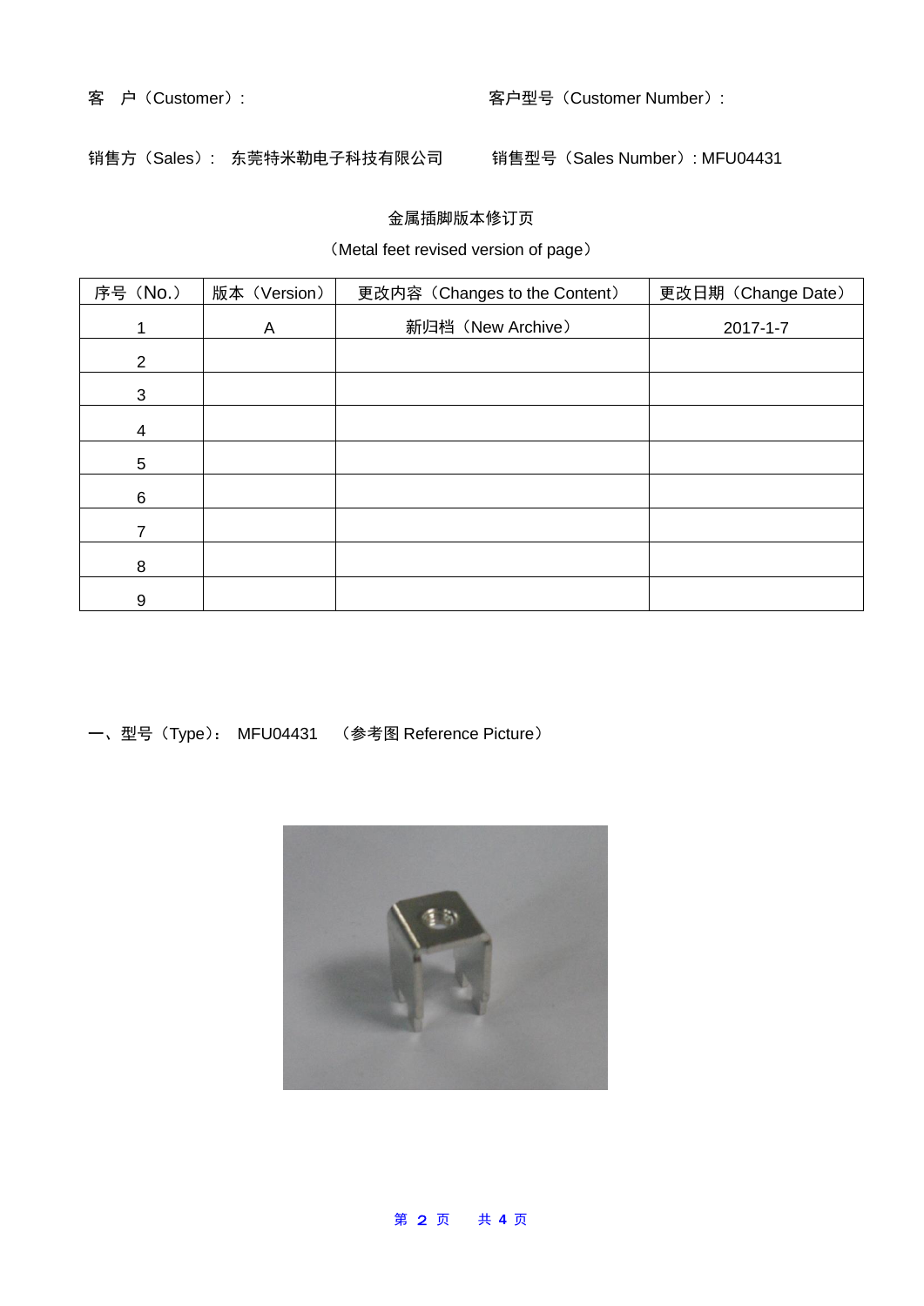客　户（Customer）:　　　　　　　　　　　　客户型号（Customer Number）:

销售方（Sales）:　东莞特米勒电子科技有限公司　　　销售型号（Sales Number）: MFU04431

金属插脚版本修订页

（Metal feet revised version of page）

| 序号（No.） | 版本（Version） | 更改内容（Changes to the Content） | 更改日期（Change Date） |
|---|---|---|---|
| 1 | A | 新归档（New Archive） | 2017-1-7 |
| 2 | | | |
| 3 | | | |
| 4 | | | |
| 5 | | | |
| 6 | | | |
| 7 | | | |
| 8 | | | |
| 9 | | | |

一、型号（Type）:　MFU04431　（参考图 Reference Picture）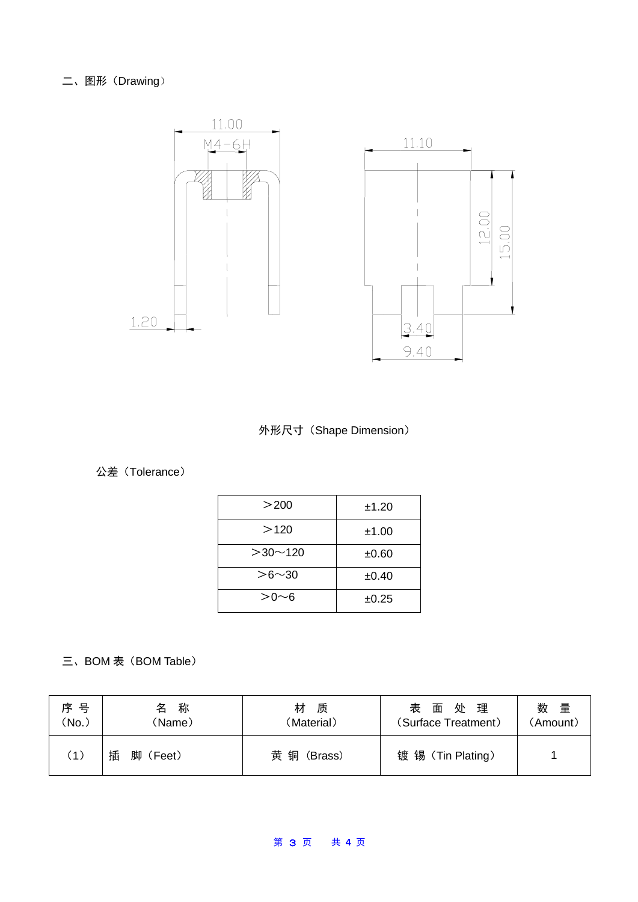## 二、图形（Drawing）

外形尺寸（Shape Dimension）

公差（Tolerance）

| ＞200 | ±1.20 |
|---|---|
| ＞120 | ±1.00 |
| ＞30～120 | ±0.60 |
| ＞6～30 | ±0.40 |
| ＞0～6 | ±0.25 |

## 三、BOM 表（BOM Table）

| 序 号（No.） | 名 称（Name） | 材 质（Material） | 表 面 处 理（Surface Treatment） | 数 量（Amount） |
|---|---|---|---|---|
| （1） | 插 脚（Feet） | 黄 铜（Brass） | 镀 锡（Tin Plating） | 1 |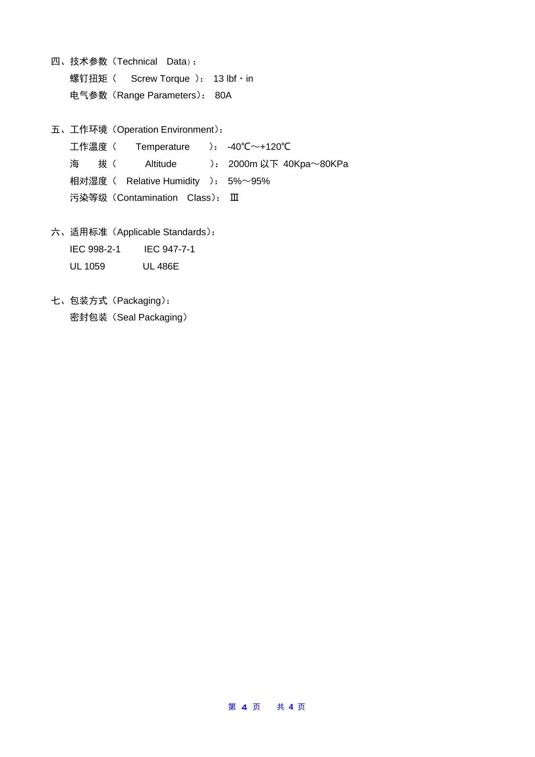四、技术参数（Technical Data）：

螺钉扭矩（ Screw Torque ）： 13 lbf · in

电气参数（Range Parameters）： 80A

五、工作环境（Operation Environment）：

工作温度（ Temperature ）： -40℃～+120℃

海 拔（ Altitude ）： 2000m 以下 40Kpa～80KPa

相对湿度（ Relative Humidity ）： 5%～95%

污染等级（Contamination Class）： Ⅲ

六、适用标准（Applicable Standards）：

IEC 998-2-1 IEC 947-7-1

UL 1059 UL 486E

七、包装方式（Packaging）：

密封包装（Seal Packaging）